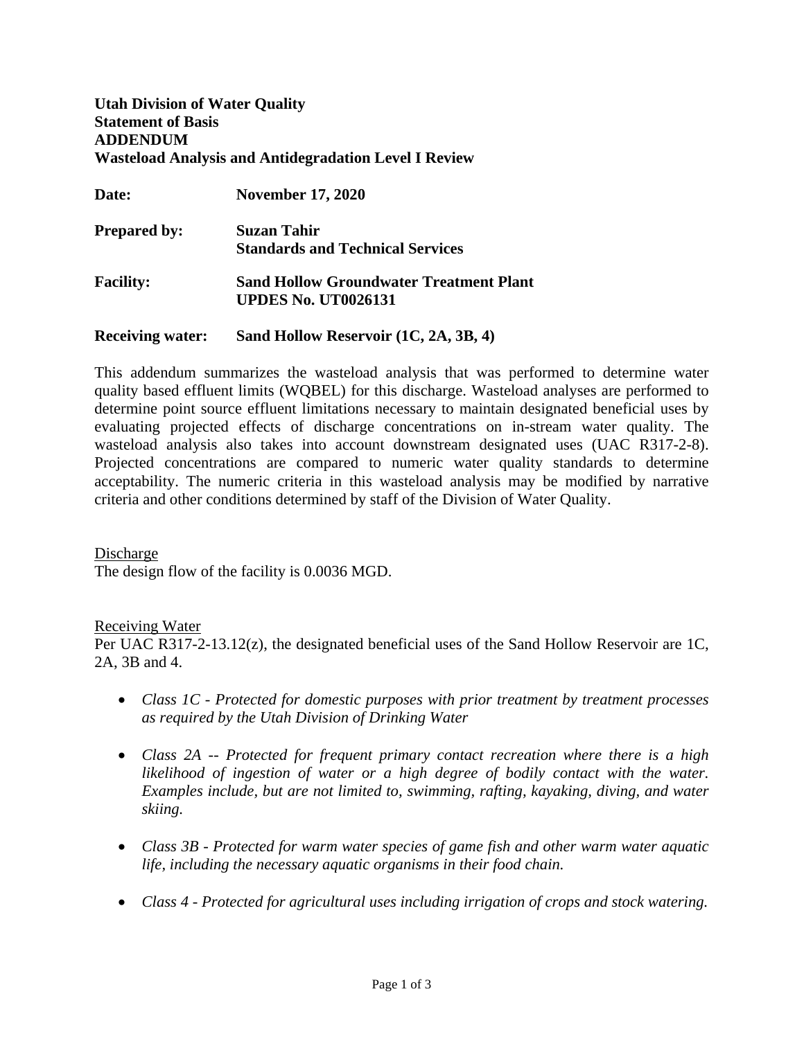**Utah Division of Water Quality**
**Statement of Basis**
**ADDENDUM**
**Wasteload Analysis and Antidegradation Level I Review**

**Date:** **November 17, 2020**

**Prepared by:** **Suzan Tahir**
**Standards and Technical Services**

**Facility:** **Sand Hollow Groundwater Treatment Plant**
**UPDES No. UT0026131**

**Receiving water:** **Sand Hollow Reservoir (1C, 2A, 3B, 4)**

This addendum summarizes the wasteload analysis that was performed to determine water quality based effluent limits (WQBEL) for this discharge. Wasteload analyses are performed to determine point source effluent limitations necessary to maintain designated beneficial uses by evaluating projected effects of discharge concentrations on in-stream water quality. The wasteload analysis also takes into account downstream designated uses (UAC R317-2-8). Projected concentrations are compared to numeric water quality standards to determine acceptability. The numeric criteria in this wasteload analysis may be modified by narrative criteria and other conditions determined by staff of the Division of Water Quality.

Discharge

The design flow of the facility is 0.0036 MGD.

Receiving Water

Per UAC R317-2-13.12(z), the designated beneficial uses of the Sand Hollow Reservoir are 1C, 2A, 3B and 4.

- *Class 1C - Protected for domestic purposes with prior treatment by treatment processes as required by the Utah Division of Drinking Water*
- *Class 2A -- Protected for frequent primary contact recreation where there is a high likelihood of ingestion of water or a high degree of bodily contact with the water. Examples include, but are not limited to, swimming, rafting, kayaking, diving, and water skiing.*
- *Class 3B - Protected for warm water species of game fish and other warm water aquatic life, including the necessary aquatic organisms in their food chain.*
- *Class 4 - Protected for agricultural uses including irrigation of crops and stock watering.*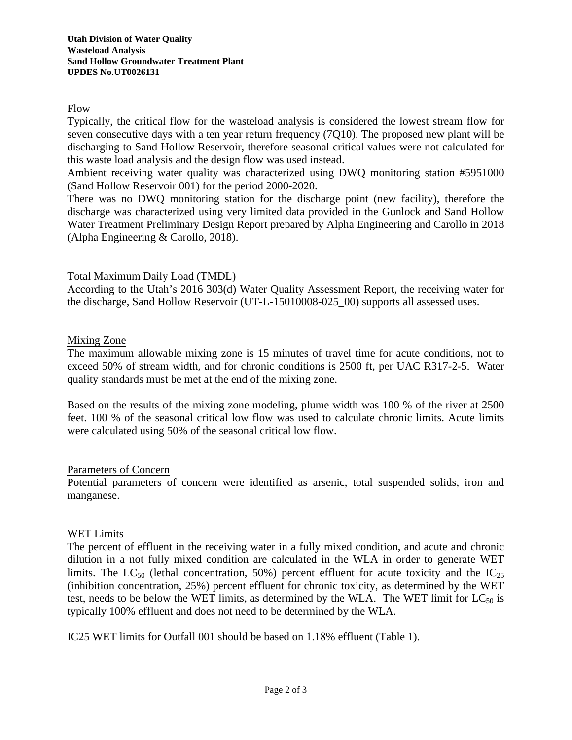**Utah Division of Water Quality**
**Wasteload Analysis**
**Sand Hollow Groundwater Treatment Plant**
**UPDES No.UT0026131**

## Flow

Typically, the critical flow for the wasteload analysis is considered the lowest stream flow for seven consecutive days with a ten year return frequency (7Q10). The proposed new plant will be discharging to Sand Hollow Reservoir, therefore seasonal critical values were not calculated for this waste load analysis and the design flow was used instead.

Ambient receiving water quality was characterized using DWQ monitoring station #5951000 (Sand Hollow Reservoir 001) for the period 2000-2020.

There was no DWQ monitoring station for the discharge point (new facility), therefore the discharge was characterized using very limited data provided in the Gunlock and Sand Hollow Water Treatment Preliminary Design Report prepared by Alpha Engineering and Carollo in 2018 (Alpha Engineering & Carollo, 2018).

## Total Maximum Daily Load (TMDL)

According to the Utah's 2016 303(d) Water Quality Assessment Report, the receiving water for the discharge, Sand Hollow Reservoir (UT-L-15010008-025_00) supports all assessed uses.

## Mixing Zone

The maximum allowable mixing zone is 15 minutes of travel time for acute conditions, not to exceed 50% of stream width, and for chronic conditions is 2500 ft, per UAC R317-2-5. Water quality standards must be met at the end of the mixing zone.

Based on the results of the mixing zone modeling, plume width was 100 % of the river at 2500 feet. 100 % of the seasonal critical low flow was used to calculate chronic limits. Acute limits were calculated using 50% of the seasonal critical low flow.

## Parameters of Concern

Potential parameters of concern were identified as arsenic, total suspended solids, iron and manganese.

## WET Limits

The percent of effluent in the receiving water in a fully mixed condition, and acute and chronic dilution in a not fully mixed condition are calculated in the WLA in order to generate WET limits. The $LC_{50}$ (lethal concentration, 50%) percent effluent for acute toxicity and the $IC_{25}$ (inhibition concentration, 25%) percent effluent for chronic toxicity, as determined by the WET test, needs to be below the WET limits, as determined by the WLA. The WET limit for $LC_{50}$ is typically 100% effluent and does not need to be determined by the WLA.

IC25 WET limits for Outfall 001 should be based on 1.18% effluent (Table 1).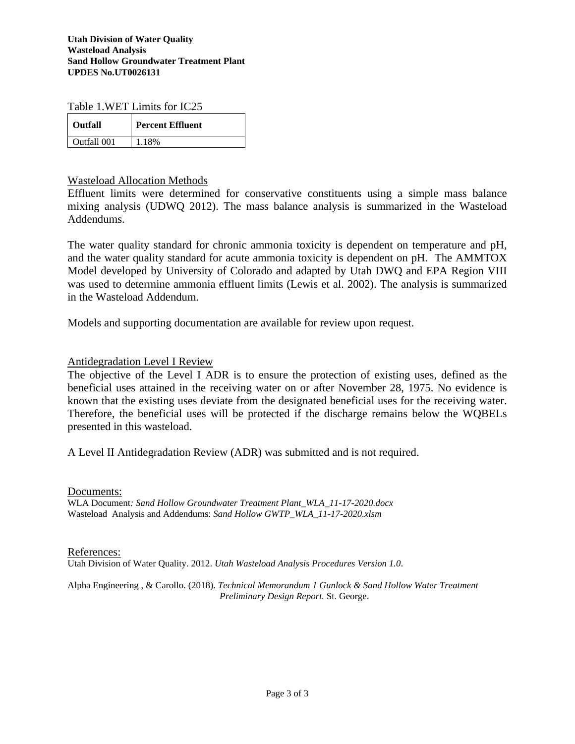**Utah Division of Water Quality**
**Wasteload Analysis**
**Sand Hollow Groundwater Treatment Plant**
**UPDES No.UT0026131**

Table 1.WET Limits for IC25

| Outfall | Percent Effluent |
|---|---|
| Outfall 001 | 1.18% |

## Wasteload Allocation Methods

Effluent limits were determined for conservative constituents using a simple mass balance mixing analysis (UDWQ 2012). The mass balance analysis is summarized in the Wasteload Addendums.

The water quality standard for chronic ammonia toxicity is dependent on temperature and pH, and the water quality standard for acute ammonia toxicity is dependent on pH. The AMMTOX Model developed by University of Colorado and adapted by Utah DWQ and EPA Region VIII was used to determine ammonia effluent limits (Lewis et al. 2002). The analysis is summarized in the Wasteload Addendum.

Models and supporting documentation are available for review upon request.

## Antidegradation Level I Review

The objective of the Level I ADR is to ensure the protection of existing uses, defined as the beneficial uses attained in the receiving water on or after November 28, 1975. No evidence is known that the existing uses deviate from the designated beneficial uses for the receiving water. Therefore, the beneficial uses will be protected if the discharge remains below the WQBELs presented in this wasteload.

A Level II Antidegradation Review (ADR) was submitted and is not required.

## Documents:

WLA Document*: Sand Hollow Groundwater Treatment Plant_WLA_11-17-2020.docx*
Wasteload Analysis and Addendums: *Sand Hollow GWTP_WLA_11-17-2020.xlsm*

## References:

Utah Division of Water Quality. 2012. *Utah Wasteload Analysis Procedures Version 1.0*.

Alpha Engineering , & Carollo. (2018). *Technical Memorandum 1 Gunlock & Sand Hollow Water Treatment Preliminary Design Report.* St. George.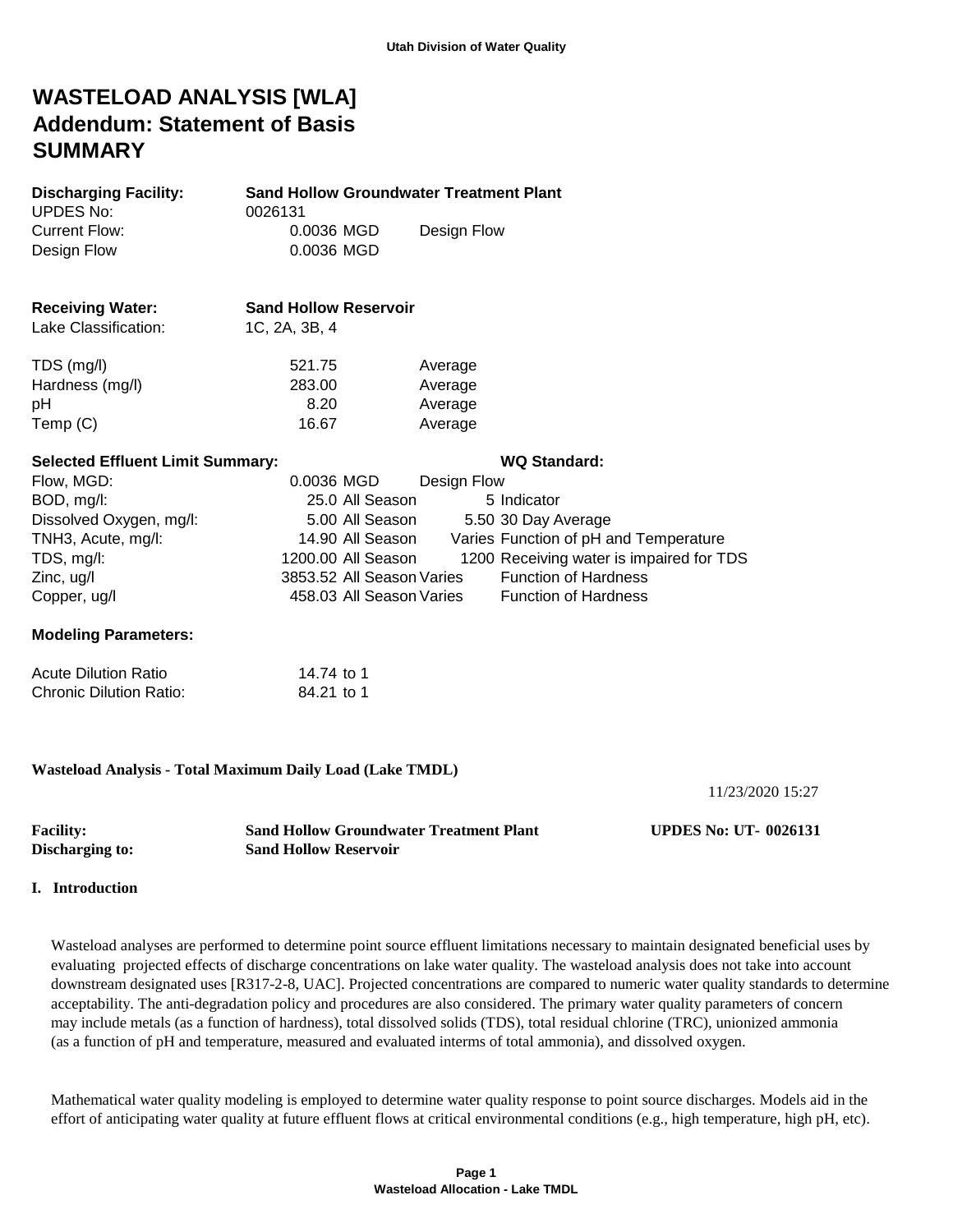# WASTELOAD ANALYSIS [WLA]
# Addendum: Statement of Basis
# SUMMARY

| | | |
|---|---|---|
| **Discharging Facility:** | **Sand Hollow Groundwater Treatment Plant** | |
| UPDES No: | 0026131 | |
| Current Flow: | 0.0036 MGD | Design Flow |
| Design Flow | 0.0036 MGD | |

| | | |
|---|---|---|
| **Receiving Water:** | **Sand Hollow Reservoir** | |
| Lake Classification: | 1C, 2A, 3B, 4 | |
| TDS (mg/l) | 521.75 | Average |
| Hardness (mg/l) | 283.00 | Average |
| pH | 8.20 | Average |
| Temp (C) | 16.67 | Average |

| **Selected Effluent Limit Summary:** | | | | **WQ Standard:** |
|---|---|---|---|---|
| Flow, MGD: | 0.0036 MGD | | Design Flow | |
| BOD, mg/l: | 25.0 | All Season | 5 | Indicator |
| Dissolved Oxygen, mg/l: | 5.00 | All Season | 5.50 | 30 Day Average |
| TNH3, Acute, mg/l: | 14.90 | All Season | Varies | Function of pH and Temperature |
| TDS, mg/l: | 1200.00 | All Season | 1200 | Receiving water is impaired for TDS |
| Zinc, ug/l | 3853.52 | All Season | Varies | Function of Hardness |
| Copper, ug/l | 458.03 | All Season | Varies | Function of Hardness |

**Modeling Parameters:**

| | |
|---|---|
| Acute Dilution Ratio | 14.74 to 1 |
| Chronic Dilution Ratio: | 84.21 to 1 |

**Wasteload Analysis - Total Maximum Daily Load (Lake TMDL)**

11/23/2020 15:27

| | | |
|---|---|---|
| **Facility:** | **Sand Hollow Groundwater Treatment Plant** | **UPDES No: UT- 0026131** |
| **Discharging to:** | **Sand Hollow Reservoir** | |

**I. Introduction**

Wasteload analyses are performed to determine point source effluent limitations necessary to maintain designated beneficial uses by evaluating projected effects of discharge concentrations on lake water quality. The wasteload analysis does not take into account downstream designated uses [R317-2-8, UAC]. Projected concentrations are compared to numeric water quality standards to determine acceptability. The anti-degradation policy and procedures are also considered. The primary water quality parameters of concern may include metals (as a function of hardness), total dissolved solids (TDS), total residual chlorine (TRC), unionized ammonia (as a function of pH and temperature, measured and evaluated interms of total ammonia), and dissolved oxygen.

Mathematical water quality modeling is employed to determine water quality response to point source discharges. Models aid in the effort of anticipating water quality at future effluent flows at critical environmental conditions (e.g., high temperature, high pH, etc).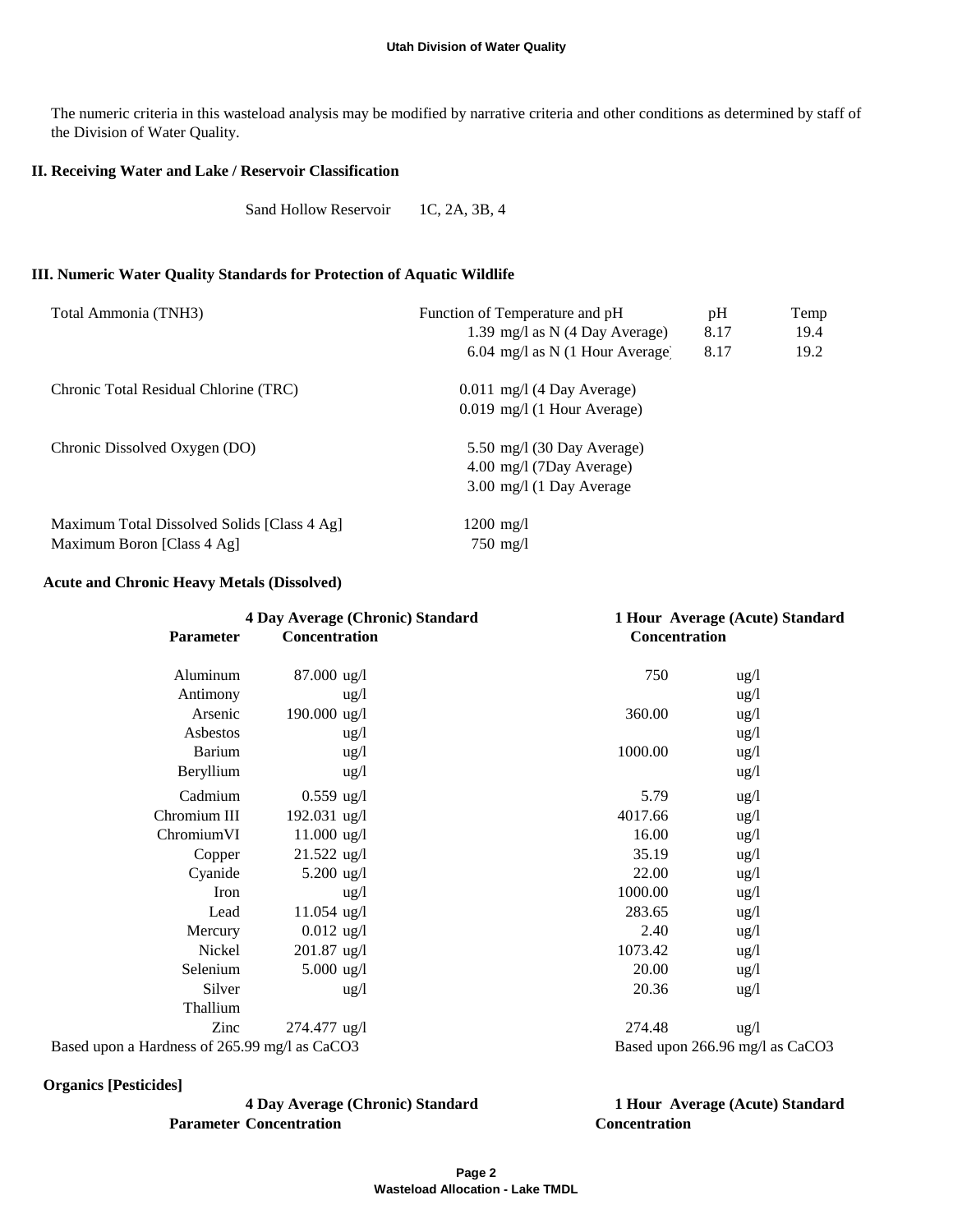The numeric criteria in this wasteload analysis may be modified by narrative criteria and other conditions as determined by staff of the Division of Water Quality.

## II. Receiving Water and Lake / Reservoir Classification

Sand Hollow Reservoir 1C, 2A, 3B, 4

## III. Numeric Water Quality Standards for Protection of Aquatic Wildlife

| | | pH | Temp |
|---|---|---|---|
| Total Ammonia (TNH3) | Function of Temperature and pH | pH | Temp |
| | 1.39 mg/l as N (4 Day Average) | 8.17 | 19.4 |
| | 6.04 mg/l as N (1 Hour Average) | 8.17 | 19.2 |
| Chronic Total Residual Chlorine (TRC) | 0.011 mg/l (4 Day Average) | | |
| | 0.019 mg/l (1 Hour Average) | | |
| Chronic Dissolved Oxygen (DO) | 5.50 mg/l (30 Day Average) | | |
| | 4.00 mg/l (7Day Average) | | |
| | 3.00 mg/l (1 Day Average | | |
| Maximum Total Dissolved Solids [Class 4 Ag] | 1200 mg/l | | |
| Maximum Boron [Class 4 Ag] | 750 mg/l | | |

### Acute and Chronic Heavy Metals (Dissolved)

| Parameter | 4 Day Average (Chronic) Standard Concentration | | 1 Hour Average (Acute) Standard Concentration | |
|---|---|---|---|---|
| Aluminum | 87.000 | ug/l | 750 | ug/l |
| Antimony | | ug/l | | ug/l |
| Arsenic | 190.000 | ug/l | 360.00 | ug/l |
| Asbestos | | ug/l | | ug/l |
| Barium | | ug/l | 1000.00 | ug/l |
| Beryllium | | ug/l | | ug/l |
| Cadmium | 0.559 | ug/l | 5.79 | ug/l |
| Chromium III | 192.031 | ug/l | 4017.66 | ug/l |
| ChromiumVI | 11.000 | ug/l | 16.00 | ug/l |
| Copper | 21.522 | ug/l | 35.19 | ug/l |
| Cyanide | 5.200 | ug/l | 22.00 | ug/l |
| Iron | | ug/l | 1000.00 | ug/l |
| Lead | 11.054 | ug/l | 283.65 | ug/l |
| Mercury | 0.012 | ug/l | 2.40 | ug/l |
| Nickel | 201.87 | ug/l | 1073.42 | ug/l |
| Selenium | 5.000 | ug/l | 20.00 | ug/l |
| Silver | | ug/l | 20.36 | ug/l |
| Thallium | | | | |
| Zinc | 274.477 | ug/l | 274.48 | ug/l |

Based upon a Hardness of 265.99 mg/l as $CaCO_3$ | Based upon 266.96 mg/l as $CaCO_3$

### Organics [Pesticides]

| Parameter | 4 Day Average (Chronic) Standard Concentration | 1 Hour Average (Acute) Standard Concentration |
|---|---|---|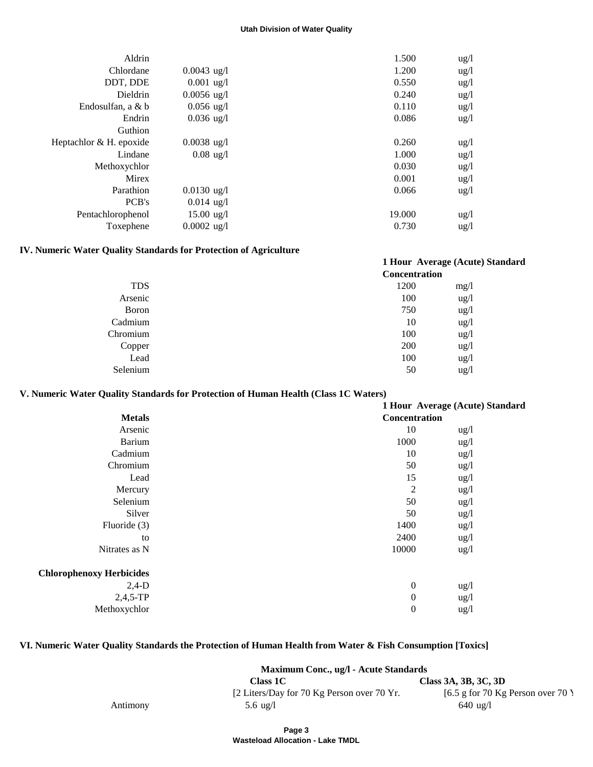| | | | |
|---|---|---|---|
| Aldrin | | 1.500 | ug/l |
| Chlordane | 0.0043 ug/l | 1.200 | ug/l |
| DDT, DDE | 0.001 ug/l | 0.550 | ug/l |
| Dieldrin | 0.0056 ug/l | 0.240 | ug/l |
| Endosulfan, a & b | 0.056 ug/l | 0.110 | ug/l |
| Endrin | 0.036 ug/l | 0.086 | ug/l |
| Guthion | | | |
| Heptachlor & H. epoxide | 0.0038 ug/l | 0.260 | ug/l |
| Lindane | 0.08 ug/l | 1.000 | ug/l |
| Methoxychlor | | 0.030 | ug/l |
| Mirex | | 0.001 | ug/l |
| Parathion | 0.0130 ug/l | 0.066 | ug/l |
| PCB's | 0.014 ug/l | | |
| Pentachlorophenol | 15.00 ug/l | 19.000 | ug/l |
| Toxephene | 0.0002 ug/l | 0.730 | ug/l |

## IV. Numeric Water Quality Standards for Protection of Agriculture

| | 1 Hour Average (Acute) Standard Concentration | |
|---|---|---|
| TDS | 1200 | mg/l |
| Arsenic | 100 | ug/l |
| Boron | 750 | ug/l |
| Cadmium | 10 | ug/l |
| Chromium | 100 | ug/l |
| Copper | 200 | ug/l |
| Lead | 100 | ug/l |
| Selenium | 50 | ug/l |

## V. Numeric Water Quality Standards for Protection of Human Health (Class 1C Waters)

| **Metals** | 1 Hour Average (Acute) Standard Concentration | |
|---|---|---|
| Arsenic | 10 | ug/l |
| Barium | 1000 | ug/l |
| Cadmium | 10 | ug/l |
| Chromium | 50 | ug/l |
| Lead | 15 | ug/l |
| Mercury | 2 | ug/l |
| Selenium | 50 | ug/l |
| Silver | 50 | ug/l |
| Fluoride (3) | 1400 | ug/l |
| to | 2400 | ug/l |
| Nitrates as N | 10000 | ug/l |
| **Chlorophenoxy Herbicides** | | |
| 2,4-D | 0 | ug/l |
| 2,4,5-TP | 0 | ug/l |
| Methoxychlor | 0 | ug/l |

## VI. Numeric Water Quality Standards the Protection of Human Health from Water & Fish Consumption [Toxics]

| | Maximum Conc., ug/l - Acute Standards | |
|---|---|---|
| | Class 1C | Class 3A, 3B, 3C, 3D |
| | [2 Liters/Day for 70 Kg Person over 70 Yr. | [6.5 g for 70 Kg Person over 70 Y |
| Antimony | 5.6 ug/l | 640 ug/l |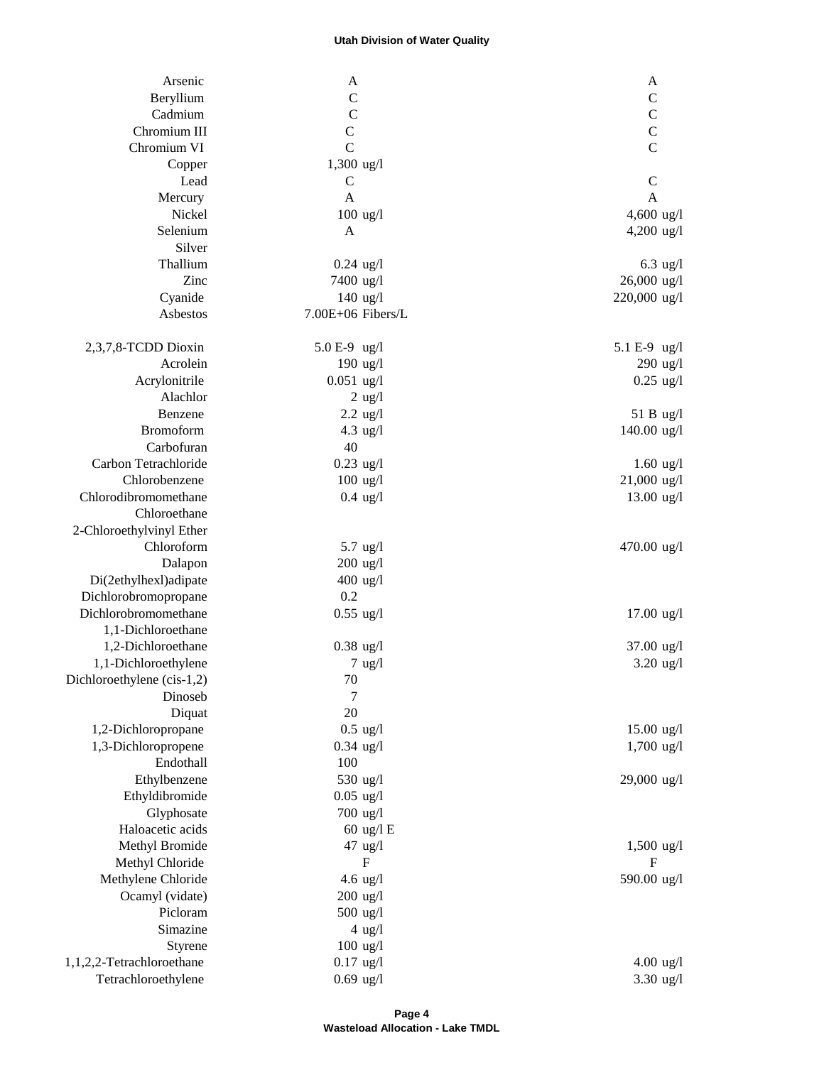| | | |
|---|---|---|
| Arsenic | A | A |
| Beryllium | C | C |
| Cadmium | C | C |
| Chromium III | C | C |
| Chromium VI | C | C |
| Copper | 1,300 ug/l | |
| Lead | C | C |
| Mercury | A | A |
| Nickel | 100 ug/l | 4,600 ug/l |
| Selenium | A | 4,200 ug/l |
| Silver | | |
| Thallium | 0.24 ug/l | 6.3 ug/l |
| Zinc | 7400 ug/l | 26,000 ug/l |
| Cyanide | 140 ug/l | 220,000 ug/l |
| Asbestos | 7.00E+06 Fibers/L | |
| | | |
| 2,3,7,8-TCDD Dioxin | 5.0 E-9 ug/l | 5.1 E-9 ug/l |
| Acrolein | 190 ug/l | 290 ug/l |
| Acrylonitrile | 0.051 ug/l | 0.25 ug/l |
| Alachlor | 2 ug/l | |
| Benzene | 2.2 ug/l | 51 B ug/l |
| Bromoform | 4.3 ug/l | 140.00 ug/l |
| Carbofuran | 40 | |
| Carbon Tetrachloride | 0.23 ug/l | 1.60 ug/l |
| Chlorobenzene | 100 ug/l | 21,000 ug/l |
| Chlorodibromomethane | 0.4 ug/l | 13.00 ug/l |
| Chloroethane | | |
| 2-Chloroethylvinyl Ether | | |
| Chloroform | 5.7 ug/l | 470.00 ug/l |
| Dalapon | 200 ug/l | |
| Di(2ethylhexl)adipate | 400 ug/l | |
| Dichlorobromopropane | 0.2 | |
| Dichlorobromomethane | 0.55 ug/l | 17.00 ug/l |
| 1,1-Dichloroethane | | |
| 1,2-Dichloroethane | 0.38 ug/l | 37.00 ug/l |
| 1,1-Dichloroethylene | 7 ug/l | 3.20 ug/l |
| Dichloroethylene (cis-1,2) | 70 | |
| Dinoseb | 7 | |
| Diquat | 20 | |
| 1,2-Dichloropropane | 0.5 ug/l | 15.00 ug/l |
| 1,3-Dichloropropene | 0.34 ug/l | 1,700 ug/l |
| Endothall | 100 | |
| Ethylbenzene | 530 ug/l | 29,000 ug/l |
| Ethyldibromide | 0.05 ug/l | |
| Glyphosate | 700 ug/l | |
| Haloacetic acids | 60 ug/l E | |
| Methyl Bromide | 47 ug/l | 1,500 ug/l |
| Methyl Chloride | F | F |
| Methylene Chloride | 4.6 ug/l | 590.00 ug/l |
| Ocamyl (vidate) | 200 ug/l | |
| Picloram | 500 ug/l | |
| Simazine | 4 ug/l | |
| Styrene | 100 ug/l | |
| 1,1,2,2-Tetrachloroethane | 0.17 ug/l | 4.00 ug/l |
| Tetrachloroethylene | 0.69 ug/l | 3.30 ug/l |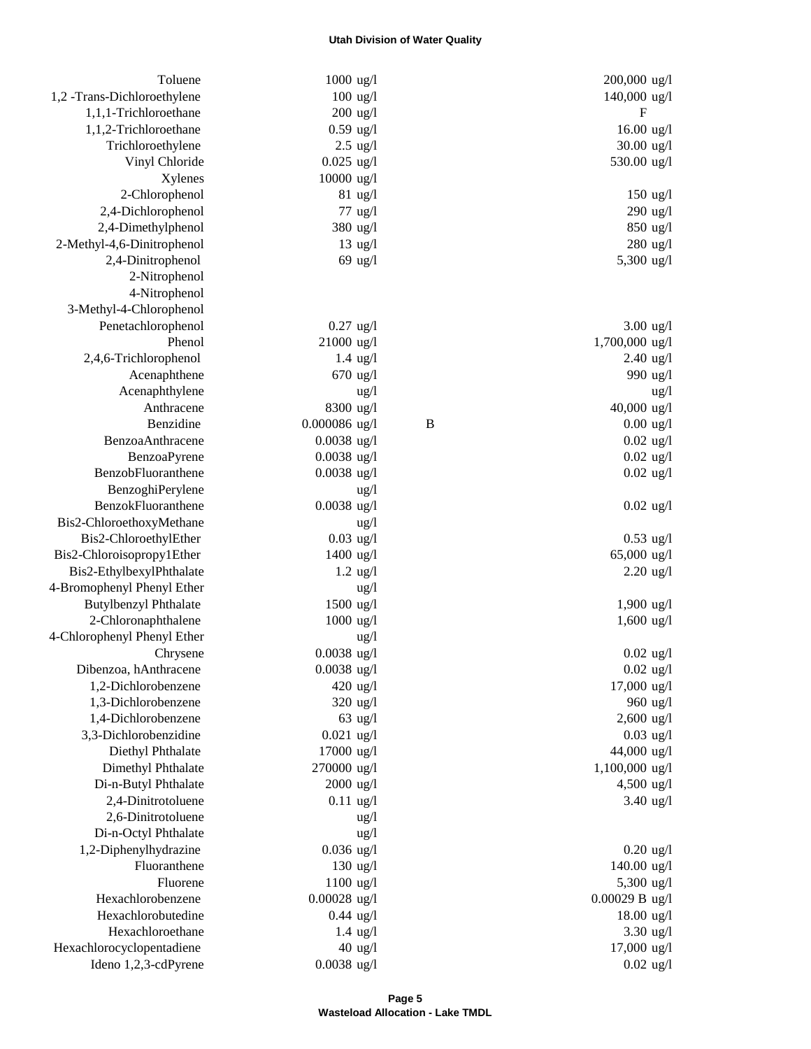| | | | |
|---|---|---|---|
| Toluene | 1000 ug/l | | 200,000 ug/l |
| 1,2 -Trans-Dichloroethylene | 100 ug/l | | 140,000 ug/l |
| 1,1,1-Trichloroethane | 200 ug/l | | F |
| 1,1,2-Trichloroethane | 0.59 ug/l | | 16.00 ug/l |
| Trichloroethylene | 2.5 ug/l | | 30.00 ug/l |
| Vinyl Chloride | 0.025 ug/l | | 530.00 ug/l |
| Xylenes | 10000 ug/l | | |
| 2-Chlorophenol | 81 ug/l | | 150 ug/l |
| 2,4-Dichlorophenol | 77 ug/l | | 290 ug/l |
| 2,4-Dimethylphenol | 380 ug/l | | 850 ug/l |
| 2-Methyl-4,6-Dinitrophenol | 13 ug/l | | 280 ug/l |
| 2,4-Dinitrophenol | 69 ug/l | | 5,300 ug/l |
| 2-Nitrophenol | | | |
| 4-Nitrophenol | | | |
| 3-Methyl-4-Chlorophenol | | | |
| Penetachlorophenol | 0.27 ug/l | | 3.00 ug/l |
| Phenol | 21000 ug/l | | 1,700,000 ug/l |
| 2,4,6-Trichlorophenol | 1.4 ug/l | | 2.40 ug/l |
| Acenaphthene | 670 ug/l | | 990 ug/l |
| Acenaphthylene | ug/l | | ug/l |
| Anthracene | 8300 ug/l | | 40,000 ug/l |
| Benzidine | 0.000086 ug/l | B | 0.00 ug/l |
| BenzoaAnthracene | 0.0038 ug/l | | 0.02 ug/l |
| BenzoaPyrene | 0.0038 ug/l | | 0.02 ug/l |
| BenzobFluoranthene | 0.0038 ug/l | | 0.02 ug/l |
| BenzoghiPerylene | ug/l | | |
| BenzokFluoranthene | 0.0038 ug/l | | 0.02 ug/l |
| Bis2-ChloroethoxyMethane | ug/l | | |
| Bis2-ChloroethylEther | 0.03 ug/l | | 0.53 ug/l |
| Bis2-Chloroisopropy1Ether | 1400 ug/l | | 65,000 ug/l |
| Bis2-EthylbexylPhthalate | 1.2 ug/l | | 2.20 ug/l |
| 4-Bromophenyl Phenyl Ether | ug/l | | |
| Butylbenzyl Phthalate | 1500 ug/l | | 1,900 ug/l |
| 2-Chloronaphthalene | 1000 ug/l | | 1,600 ug/l |
| 4-Chlorophenyl Phenyl Ether | ug/l | | |
| Chrysene | 0.0038 ug/l | | 0.02 ug/l |
| Dibenzoa, hAnthracene | 0.0038 ug/l | | 0.02 ug/l |
| 1,2-Dichlorobenzene | 420 ug/l | | 17,000 ug/l |
| 1,3-Dichlorobenzene | 320 ug/l | | 960 ug/l |
| 1,4-Dichlorobenzene | 63 ug/l | | 2,600 ug/l |
| 3,3-Dichlorobenzidine | 0.021 ug/l | | 0.03 ug/l |
| Diethyl Phthalate | 17000 ug/l | | 44,000 ug/l |
| Dimethyl Phthalate | 270000 ug/l | | 1,100,000 ug/l |
| Di-n-Butyl Phthalate | 2000 ug/l | | 4,500 ug/l |
| 2,4-Dinitrotoluene | 0.11 ug/l | | 3.40 ug/l |
| 2,6-Dinitrotoluene | ug/l | | |
| Di-n-Octyl Phthalate | ug/l | | |
| 1,2-Diphenylhydrazine | 0.036 ug/l | | 0.20 ug/l |
| Fluoranthene | 130 ug/l | | 140.00 ug/l |
| Fluorene | 1100 ug/l | | 5,300 ug/l |
| Hexachlorobenzene | 0.00028 ug/l | | 0.00029 B ug/l |
| Hexachlorobutedine | 0.44 ug/l | | 18.00 ug/l |
| Hexachloroethane | 1.4 ug/l | | 3.30 ug/l |
| Hexachlorocyclopentadiene | 40 ug/l | | 17,000 ug/l |
| Ideno 1,2,3-cdPyrene | 0.0038 ug/l | | 0.02 ug/l |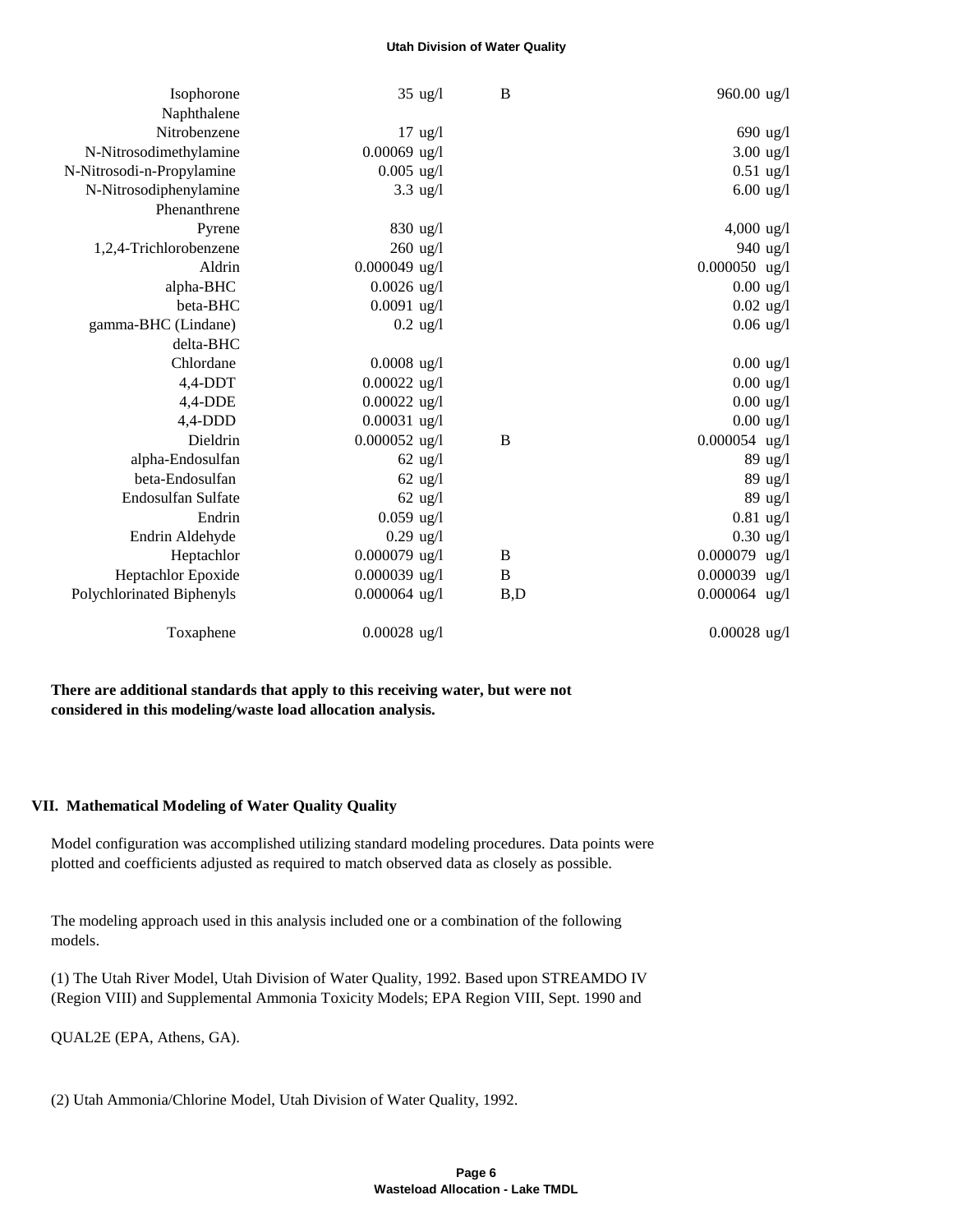| | | | |
|---|---|---|---|
| Isophorone | 35 ug/l | B | 960.00 ug/l |
| Naphthalene | | | |
| Nitrobenzene | 17 ug/l | | 690 ug/l |
| N-Nitrosodimethylamine | 0.00069 ug/l | | 3.00 ug/l |
| N-Nitrosodi-n-Propylamine | 0.005 ug/l | | 0.51 ug/l |
| N-Nitrosodiphenylamine | 3.3 ug/l | | 6.00 ug/l |
| Phenanthrene | | | |
| Pyrene | 830 ug/l | | 4,000 ug/l |
| 1,2,4-Trichlorobenzene | 260 ug/l | | 940 ug/l |
| Aldrin | 0.000049 ug/l | | 0.000050 ug/l |
| alpha-BHC | 0.0026 ug/l | | 0.00 ug/l |
| beta-BHC | 0.0091 ug/l | | 0.02 ug/l |
| gamma-BHC (Lindane) | 0.2 ug/l | | 0.06 ug/l |
| delta-BHC | | | |
| Chlordane | 0.0008 ug/l | | 0.00 ug/l |
| 4,4-DDT | 0.00022 ug/l | | 0.00 ug/l |
| 4,4-DDE | 0.00022 ug/l | | 0.00 ug/l |
| 4,4-DDD | 0.00031 ug/l | | 0.00 ug/l |
| Dieldrin | 0.000052 ug/l | B | 0.000054 ug/l |
| alpha-Endosulfan | 62 ug/l | | 89 ug/l |
| beta-Endosulfan | 62 ug/l | | 89 ug/l |
| Endosulfan Sulfate | 62 ug/l | | 89 ug/l |
| Endrin | 0.059 ug/l | | 0.81 ug/l |
| Endrin Aldehyde | 0.29 ug/l | | 0.30 ug/l |
| Heptachlor | 0.000079 ug/l | B | 0.000079 ug/l |
| Heptachlor Epoxide | 0.000039 ug/l | B | 0.000039 ug/l |
| Polychlorinated Biphenyls | 0.000064 ug/l | B,D | 0.000064 ug/l |
| Toxaphene | 0.00028 ug/l | | 0.00028 ug/l |

**There are additional standards that apply to this receiving water, but were not considered in this modeling/waste load allocation analysis.**

## VII. Mathematical Modeling of Water Quality Quality

Model configuration was accomplished utilizing standard modeling procedures. Data points were plotted and coefficients adjusted as required to match observed data as closely as possible.

The modeling approach used in this analysis included one or a combination of the following models.

(1) The Utah River Model, Utah Division of Water Quality, 1992. Based upon STREAMDO IV (Region VIII) and Supplemental Ammonia Toxicity Models; EPA Region VIII, Sept. 1990 and

QUAL2E (EPA, Athens, GA).

(2) Utah Ammonia/Chlorine Model, Utah Division of Water Quality, 1992.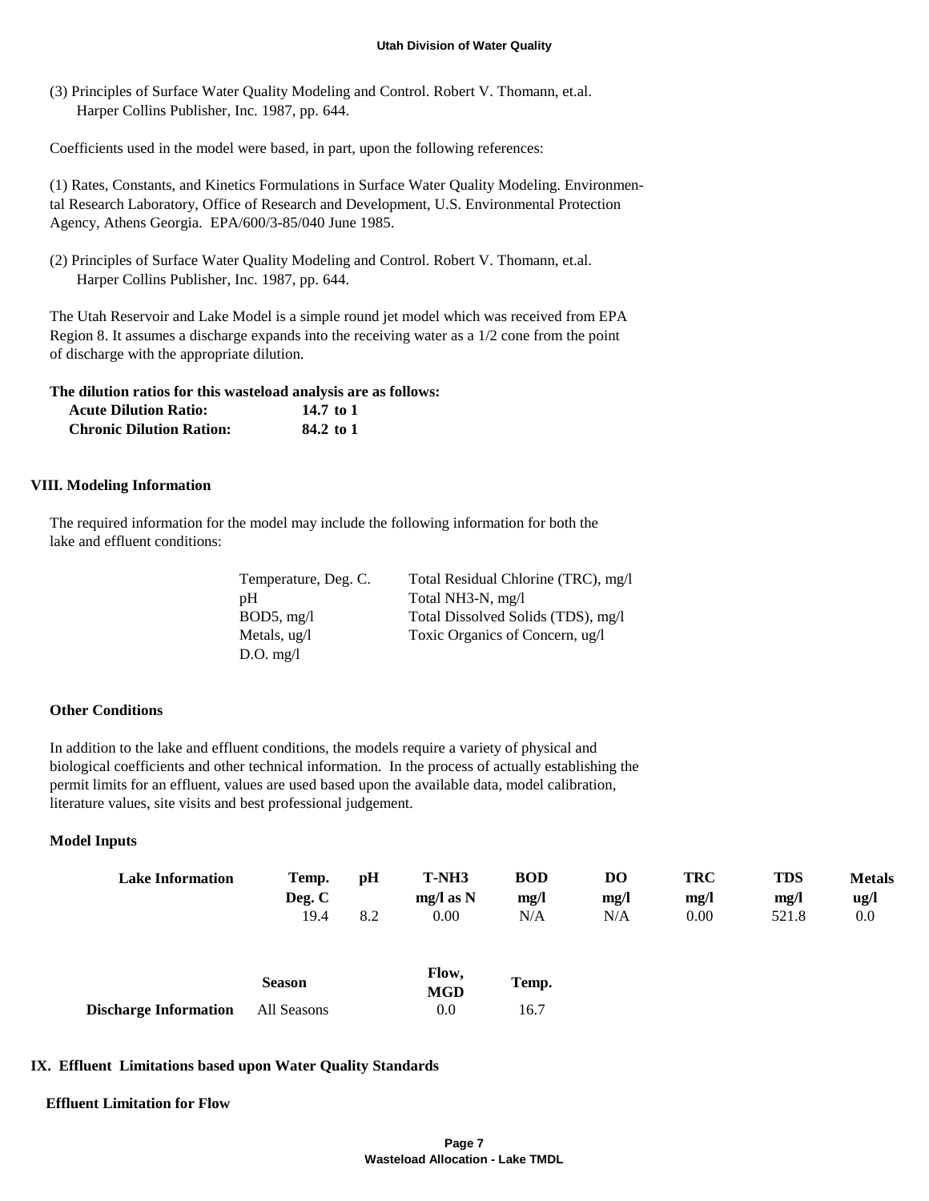(3) Principles of Surface Water Quality Modeling and Control. Robert V. Thomann, et.al. Harper Collins Publisher, Inc. 1987, pp. 644.

Coefficients used in the model were based, in part, upon the following references:

(1) Rates, Constants, and Kinetics Formulations in Surface Water Quality Modeling. Environmental Research Laboratory, Office of Research and Development, U.S. Environmental Protection Agency, Athens Georgia. EPA/600/3-85/040 June 1985.

(2) Principles of Surface Water Quality Modeling and Control. Robert V. Thomann, et.al. Harper Collins Publisher, Inc. 1987, pp. 644.

The Utah Reservoir and Lake Model is a simple round jet model which was received from EPA Region 8. It assumes a discharge expands into the receiving water as a 1/2 cone from the point of discharge with the appropriate dilution.

**The dilution ratios for this wasteload analysis are as follows:**

| | |
|---|---|
| **Acute Dilution Ratio:** | **14.7 to 1** |
| **Chronic Dilution Ration:** | **84.2 to 1** |

## VIII. Modeling Information

The required information for the model may include the following information for both the lake and effluent conditions:

| | |
|---|---|
| Temperature, Deg. C. | Total Residual Chlorine (TRC), mg/l |
| pH | Total NH3-N, mg/l |
| BOD5, mg/l | Total Dissolved Solids (TDS), mg/l |
| Metals, ug/l | Toxic Organics of Concern, ug/l |
| D.O. mg/l | |

### Other Conditions

In addition to the lake and effluent conditions, the models require a variety of physical and biological coefficients and other technical information. In the process of actually establishing the permit limits for an effluent, values are used based upon the available data, model calibration, literature values, site visits and best professional judgement.

### Model Inputs

| **Lake Information** | **Temp. Deg. C** | **pH** | **T-NH3 mg/l as N** | **BOD mg/l** | **DO mg/l** | **TRC mg/l** | **TDS mg/l** | **Metals ug/l** |
|---|---|---|---|---|---|---|---|---|
| | 19.4 | 8.2 | 0.00 | N/A | N/A | 0.00 | 521.8 | 0.0 |

| | **Season** | **Flow, MGD** | **Temp.** |
|---|---|---|---|
| **Discharge Information** | All Seasons | 0.0 | 16.7 |

## IX. Effluent Limitations based upon Water Quality Standards

### Effluent Limitation for Flow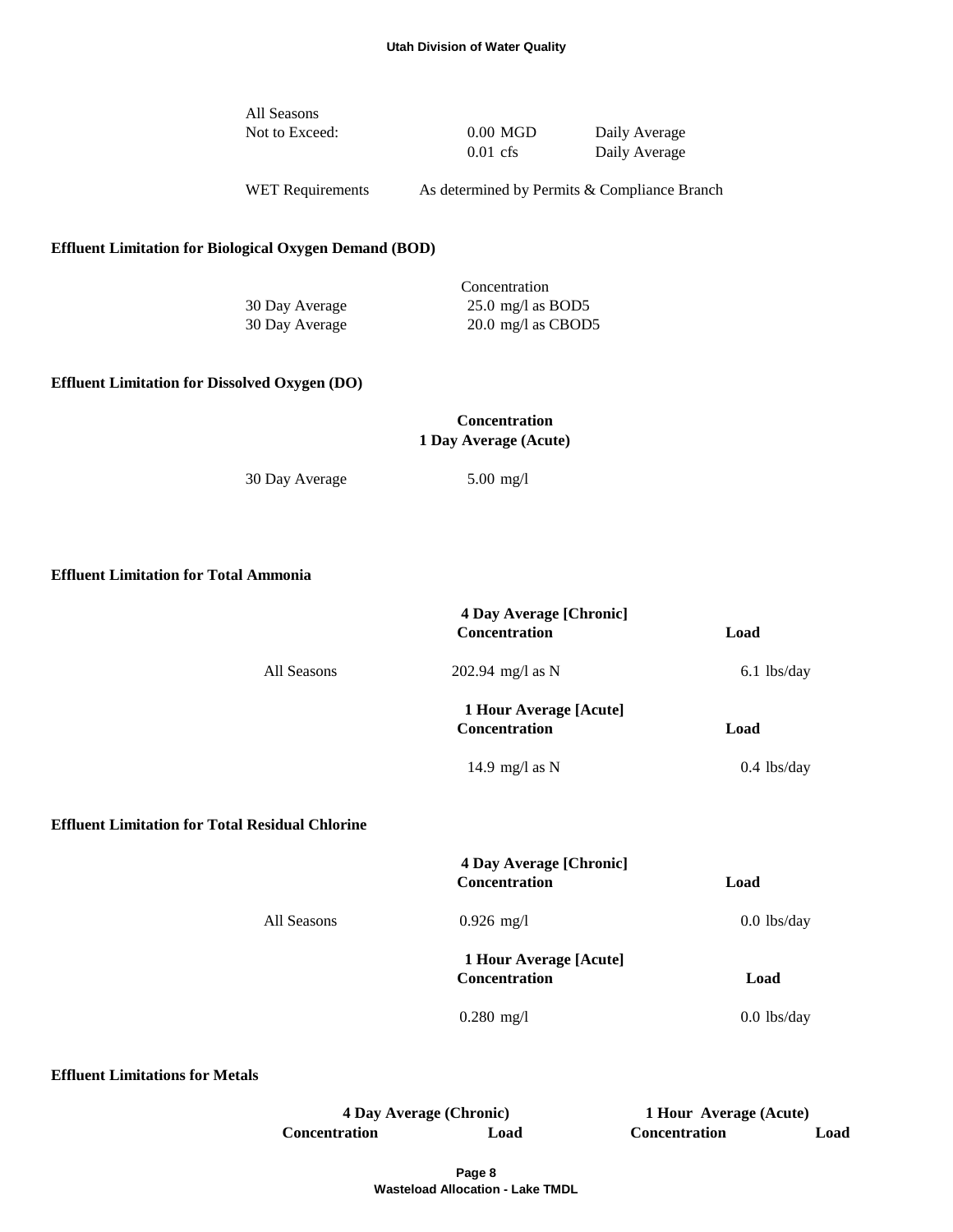| All Seasons | | |
|---|---|---|
| Not to Exceed: | 0.00 MGD | Daily Average |
| | 0.01 cfs | Daily Average |

| WET Requirements | As determined by Permits & Compliance Branch |
|---|---|

**Effluent Limitation for Biological Oxygen Demand (BOD)**

| | Concentration |
|---|---|
| 30 Day Average | 25.0 mg/l as BOD5 |
| 30 Day Average | 20.0 mg/l as CBOD5 |

**Effluent Limitation for Dissolved Oxygen (DO)**

| | **Concentration** **1 Day Average (Acute)** |
|---|---|
| 30 Day Average | 5.00 mg/l |

**Effluent Limitation for Total Ammonia**

| | **4 Day Average [Chronic] Concentration** | **Load** |
|---|---|---|
| All Seasons | 202.94 mg/l as N | 6.1 lbs/day |
| | **1 Hour Average [Acute] Concentration** | **Load** |
| | 14.9 mg/l as N | 0.4 lbs/day |

**Effluent Limitation for Total Residual Chlorine**

| | **4 Day Average [Chronic] Concentration** | **Load** |
|---|---|---|
| All Seasons | 0.926 mg/l | 0.0 lbs/day |
| | **1 Hour Average [Acute] Concentration** | **Load** |
| | 0.280 mg/l | 0.0 lbs/day |

**Effluent Limitations for Metals**

| **4 Day Average (Chronic)** | | **1 Hour Average (Acute)** | |
|---|---|---|---|
| **Concentration** | **Load** | **Concentration** | **Load** |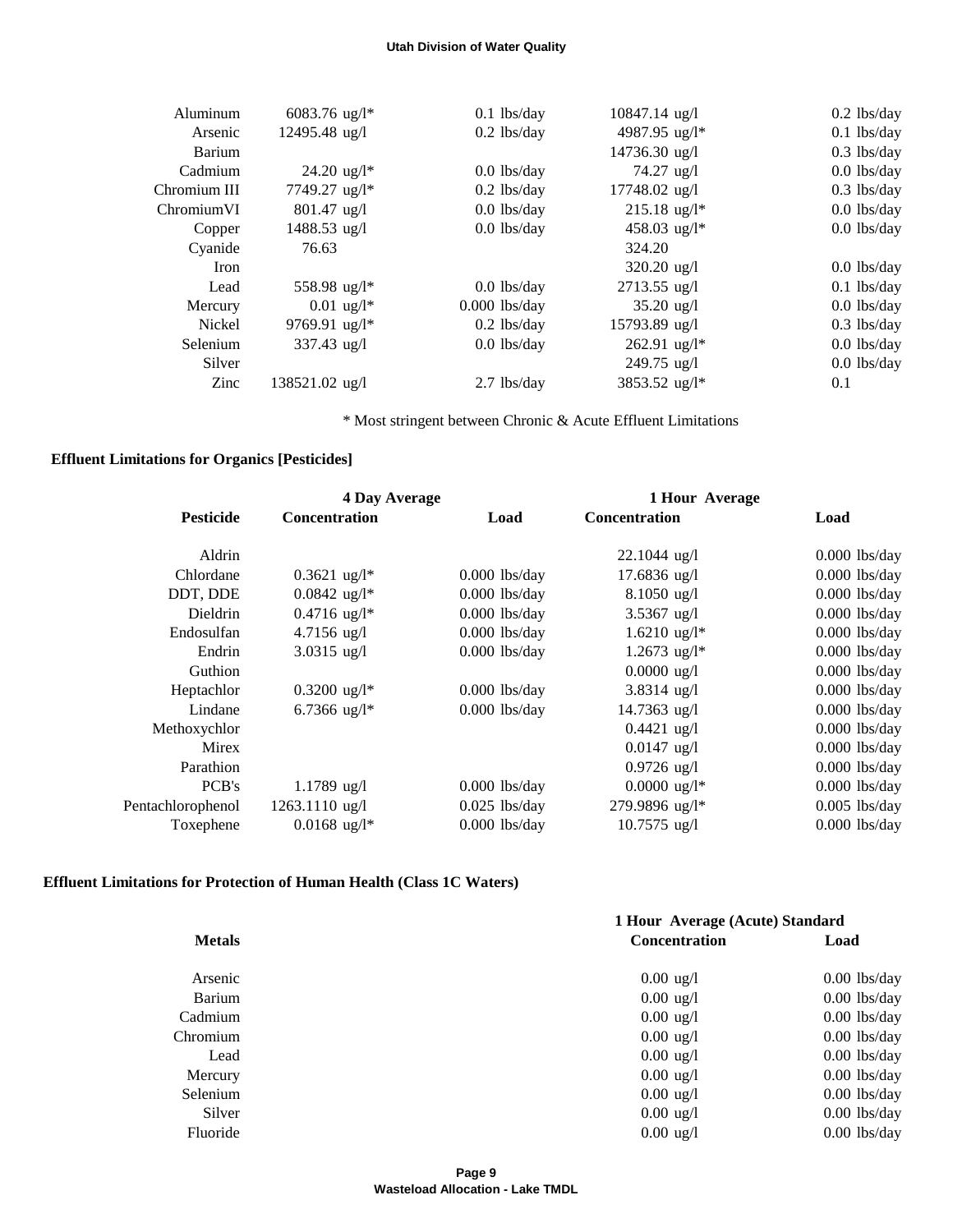| | | | | |
|---|---|---|---|---|
| Aluminum | 6083.76 ug/l* | 0.1 lbs/day | 10847.14 ug/l | 0.2 lbs/day |
| Arsenic | 12495.48 ug/l | 0.2 lbs/day | 4987.95 ug/l* | 0.1 lbs/day |
| Barium | | | 14736.30 ug/l | 0.3 lbs/day |
| Cadmium | 24.20 ug/l* | 0.0 lbs/day | 74.27 ug/l | 0.0 lbs/day |
| Chromium III | 7749.27 ug/l* | 0.2 lbs/day | 17748.02 ug/l | 0.3 lbs/day |
| ChromiumVI | 801.47 ug/l | 0.0 lbs/day | 215.18 ug/l* | 0.0 lbs/day |
| Copper | 1488.53 ug/l | 0.0 lbs/day | 458.03 ug/l* | 0.0 lbs/day |
| Cyanide | 76.63 | | 324.20 | |
| Iron | | | 320.20 ug/l | 0.0 lbs/day |
| Lead | 558.98 ug/l* | 0.0 lbs/day | 2713.55 ug/l | 0.1 lbs/day |
| Mercury | 0.01 ug/l* | 0.000 lbs/day | 35.20 ug/l | 0.0 lbs/day |
| Nickel | 9769.91 ug/l* | 0.2 lbs/day | 15793.89 ug/l | 0.3 lbs/day |
| Selenium | 337.43 ug/l | 0.0 lbs/day | 262.91 ug/l* | 0.0 lbs/day |
| Silver | | | 249.75 ug/l | 0.0 lbs/day |
| Zinc | 138521.02 ug/l | 2.7 lbs/day | 3853.52 ug/l* | 0.1 |

* Most stringent between Chronic & Acute Effluent Limitations

**Effluent Limitations for Organics [Pesticides]**

| | 4 Day Average | | 1 Hour Average | |
|---|---|---|---|---|
| **Pesticide** | **Concentration** | **Load** | **Concentration** | **Load** |
| Aldrin | | | 22.1044 ug/l | 0.000 lbs/day |
| Chlordane | 0.3621 ug/l* | 0.000 lbs/day | 17.6836 ug/l | 0.000 lbs/day |
| DDT, DDE | 0.0842 ug/l* | 0.000 lbs/day | 8.1050 ug/l | 0.000 lbs/day |
| Dieldrin | 0.4716 ug/l* | 0.000 lbs/day | 3.5367 ug/l | 0.000 lbs/day |
| Endosulfan | 4.7156 ug/l | 0.000 lbs/day | 1.6210 ug/l* | 0.000 lbs/day |
| Endrin | 3.0315 ug/l | 0.000 lbs/day | 1.2673 ug/l* | 0.000 lbs/day |
| Guthion | | | 0.0000 ug/l | 0.000 lbs/day |
| Heptachlor | 0.3200 ug/l* | 0.000 lbs/day | 3.8314 ug/l | 0.000 lbs/day |
| Lindane | 6.7366 ug/l* | 0.000 lbs/day | 14.7363 ug/l | 0.000 lbs/day |
| Methoxychlor | | | 0.4421 ug/l | 0.000 lbs/day |
| Mirex | | | 0.0147 ug/l | 0.000 lbs/day |
| Parathion | | | 0.9726 ug/l | 0.000 lbs/day |
| PCB's | 1.1789 ug/l | 0.000 lbs/day | 0.0000 ug/l* | 0.000 lbs/day |
| Pentachlorophenol | 1263.1110 ug/l | 0.025 lbs/day | 279.9896 ug/l* | 0.005 lbs/day |
| Toxephene | 0.0168 ug/l* | 0.000 lbs/day | 10.7575 ug/l | 0.000 lbs/day |

**Effluent Limitations for Protection of Human Health (Class 1C Waters)**

| | 1 Hour Average (Acute) Standard | |
|---|---|---|
| **Metals** | **Concentration** | **Load** |
| Arsenic | 0.00 ug/l | 0.00 lbs/day |
| Barium | 0.00 ug/l | 0.00 lbs/day |
| Cadmium | 0.00 ug/l | 0.00 lbs/day |
| Chromium | 0.00 ug/l | 0.00 lbs/day |
| Lead | 0.00 ug/l | 0.00 lbs/day |
| Mercury | 0.00 ug/l | 0.00 lbs/day |
| Selenium | 0.00 ug/l | 0.00 lbs/day |
| Silver | 0.00 ug/l | 0.00 lbs/day |
| Fluoride | 0.00 ug/l | 0.00 lbs/day |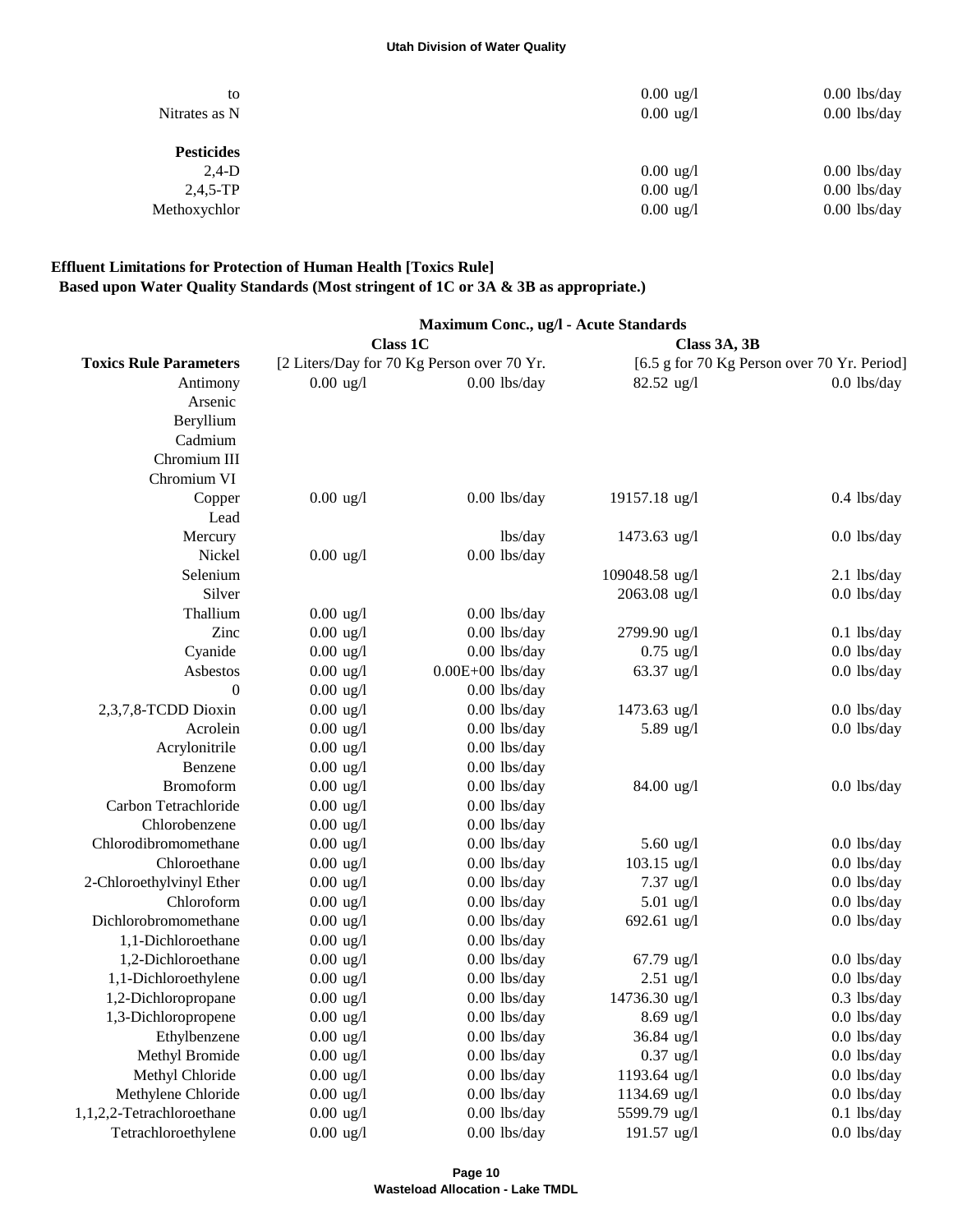| | | |
|---|---|---|
| to | 0.00 ug/l | 0.00 lbs/day |
| Nitrates as N | 0.00 ug/l | 0.00 lbs/day |
| | | |
| **Pesticides** | | |
| 2,4-D | 0.00 ug/l | 0.00 lbs/day |
| 2,4,5-TP | 0.00 ug/l | 0.00 lbs/day |
| Methoxychlor | 0.00 ug/l | 0.00 lbs/day |

**Effluent Limitations for Protection of Human Health [Toxics Rule]**
**Based upon Water Quality Standards (Most stringent of 1C or 3A & 3B as appropriate.)**

| | Maximum Conc., ug/l - Acute Standards | | | |
|---|---|---|---|---|
| | Class 1C | | Class 3A, 3B | |
| **Toxics Rule Parameters** | [2 Liters/Day for 70 Kg Person over 70 Yr. | | [6.5 g for 70 Kg Person over 70 Yr. Period] | |
| Antimony | 0.00 ug/l | 0.00 lbs/day | 82.52 ug/l | 0.0 lbs/day |
| Arsenic | | | | |
| Beryllium | | | | |
| Cadmium | | | | |
| Chromium III | | | | |
| Chromium VI | | | | |
| Copper | 0.00 ug/l | 0.00 lbs/day | 19157.18 ug/l | 0.4 lbs/day |
| Lead | | | | |
| Mercury | | lbs/day | 1473.63 ug/l | 0.0 lbs/day |
| Nickel | 0.00 ug/l | 0.00 lbs/day | | |
| Selenium | | | 109048.58 ug/l | 2.1 lbs/day |
| Silver | | | 2063.08 ug/l | 0.0 lbs/day |
| Thallium | 0.00 ug/l | 0.00 lbs/day | | |
| Zinc | 0.00 ug/l | 0.00 lbs/day | 2799.90 ug/l | 0.1 lbs/day |
| Cyanide | 0.00 ug/l | 0.00 lbs/day | 0.75 ug/l | 0.0 lbs/day |
| Asbestos | 0.00 ug/l | 0.00E+00 lbs/day | 63.37 ug/l | 0.0 lbs/day |
| 0 | 0.00 ug/l | 0.00 lbs/day | | |
| 2,3,7,8-TCDD Dioxin | 0.00 ug/l | 0.00 lbs/day | 1473.63 ug/l | 0.0 lbs/day |
| Acrolein | 0.00 ug/l | 0.00 lbs/day | 5.89 ug/l | 0.0 lbs/day |
| Acrylonitrile | 0.00 ug/l | 0.00 lbs/day | | |
| Benzene | 0.00 ug/l | 0.00 lbs/day | | |
| Bromoform | 0.00 ug/l | 0.00 lbs/day | 84.00 ug/l | 0.0 lbs/day |
| Carbon Tetrachloride | 0.00 ug/l | 0.00 lbs/day | | |
| Chlorobenzene | 0.00 ug/l | 0.00 lbs/day | | |
| Chlorodibromomethane | 0.00 ug/l | 0.00 lbs/day | 5.60 ug/l | 0.0 lbs/day |
| Chloroethane | 0.00 ug/l | 0.00 lbs/day | 103.15 ug/l | 0.0 lbs/day |
| 2-Chloroethylvinyl Ether | 0.00 ug/l | 0.00 lbs/day | 7.37 ug/l | 0.0 lbs/day |
| Chloroform | 0.00 ug/l | 0.00 lbs/day | 5.01 ug/l | 0.0 lbs/day |
| Dichlorobromomethane | 0.00 ug/l | 0.00 lbs/day | 692.61 ug/l | 0.0 lbs/day |
| 1,1-Dichloroethane | 0.00 ug/l | 0.00 lbs/day | | |
| 1,2-Dichloroethane | 0.00 ug/l | 0.00 lbs/day | 67.79 ug/l | 0.0 lbs/day |
| 1,1-Dichloroethylene | 0.00 ug/l | 0.00 lbs/day | 2.51 ug/l | 0.0 lbs/day |
| 1,2-Dichloropropane | 0.00 ug/l | 0.00 lbs/day | 14736.30 ug/l | 0.3 lbs/day |
| 1,3-Dichloropropene | 0.00 ug/l | 0.00 lbs/day | 8.69 ug/l | 0.0 lbs/day |
| Ethylbenzene | 0.00 ug/l | 0.00 lbs/day | 36.84 ug/l | 0.0 lbs/day |
| Methyl Bromide | 0.00 ug/l | 0.00 lbs/day | 0.37 ug/l | 0.0 lbs/day |
| Methyl Chloride | 0.00 ug/l | 0.00 lbs/day | 1193.64 ug/l | 0.0 lbs/day |
| Methylene Chloride | 0.00 ug/l | 0.00 lbs/day | 1134.69 ug/l | 0.0 lbs/day |
| 1,1,2,2-Tetrachloroethane | 0.00 ug/l | 0.00 lbs/day | 5599.79 ug/l | 0.1 lbs/day |
| Tetrachloroethylene | 0.00 ug/l | 0.00 lbs/day | 191.57 ug/l | 0.0 lbs/day |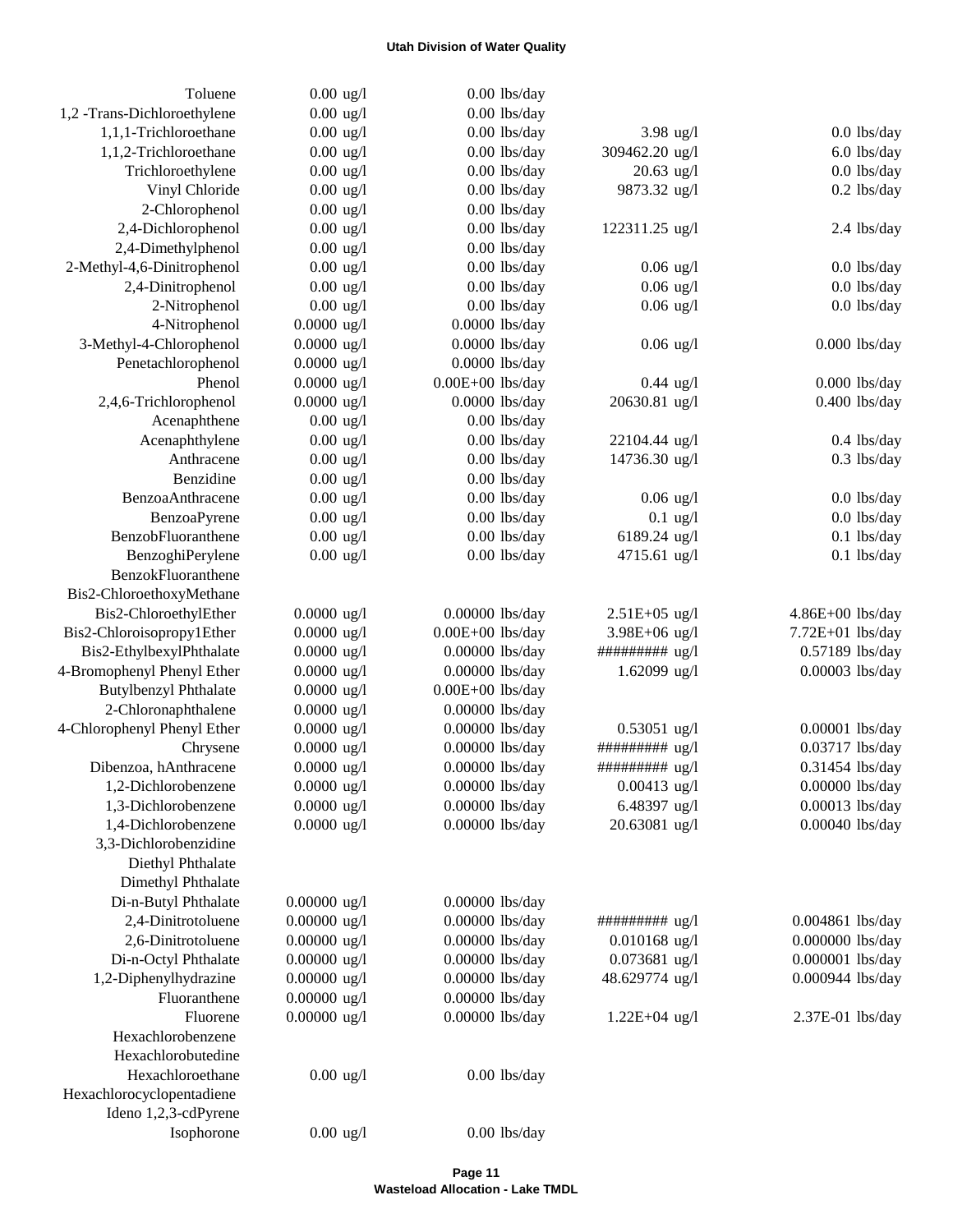| | | | | |
|---|---|---|---|---|
| Toluene | 0.00 ug/l | 0.00 lbs/day | | |
| 1,2 -Trans-Dichloroethylene | 0.00 ug/l | 0.00 lbs/day | | |
| 1,1,1-Trichloroethane | 0.00 ug/l | 0.00 lbs/day | 3.98 ug/l | 0.0 lbs/day |
| 1,1,2-Trichloroethane | 0.00 ug/l | 0.00 lbs/day | 309462.20 ug/l | 6.0 lbs/day |
| Trichloroethylene | 0.00 ug/l | 0.00 lbs/day | 20.63 ug/l | 0.0 lbs/day |
| Vinyl Chloride | 0.00 ug/l | 0.00 lbs/day | 9873.32 ug/l | 0.2 lbs/day |
| 2-Chlorophenol | 0.00 ug/l | 0.00 lbs/day | | |
| 2,4-Dichlorophenol | 0.00 ug/l | 0.00 lbs/day | 122311.25 ug/l | 2.4 lbs/day |
| 2,4-Dimethylphenol | 0.00 ug/l | 0.00 lbs/day | | |
| 2-Methyl-4,6-Dinitrophenol | 0.00 ug/l | 0.00 lbs/day | 0.06 ug/l | 0.0 lbs/day |
| 2,4-Dinitrophenol | 0.00 ug/l | 0.00 lbs/day | 0.06 ug/l | 0.0 lbs/day |
| 2-Nitrophenol | 0.00 ug/l | 0.00 lbs/day | 0.06 ug/l | 0.0 lbs/day |
| 4-Nitrophenol | 0.0000 ug/l | 0.0000 lbs/day | | |
| 3-Methyl-4-Chlorophenol | 0.0000 ug/l | 0.0000 lbs/day | 0.06 ug/l | 0.000 lbs/day |
| Penetachlorophenol | 0.0000 ug/l | 0.0000 lbs/day | | |
| Phenol | 0.0000 ug/l | 0.00E+00 lbs/day | 0.44 ug/l | 0.000 lbs/day |
| 2,4,6-Trichlorophenol | 0.0000 ug/l | 0.0000 lbs/day | 20630.81 ug/l | 0.400 lbs/day |
| Acenaphthene | 0.00 ug/l | 0.00 lbs/day | | |
| Acenaphthylene | 0.00 ug/l | 0.00 lbs/day | 22104.44 ug/l | 0.4 lbs/day |
| Anthracene | 0.00 ug/l | 0.00 lbs/day | 14736.30 ug/l | 0.3 lbs/day |
| Benzidine | 0.00 ug/l | 0.00 lbs/day | | |
| BenzoaAnthracene | 0.00 ug/l | 0.00 lbs/day | 0.06 ug/l | 0.0 lbs/day |
| BenzoaPyrene | 0.00 ug/l | 0.00 lbs/day | 0.1 ug/l | 0.0 lbs/day |
| BenzobFluoranthene | 0.00 ug/l | 0.00 lbs/day | 6189.24 ug/l | 0.1 lbs/day |
| BenzoghiPerylene | 0.00 ug/l | 0.00 lbs/day | 4715.61 ug/l | 0.1 lbs/day |
| BenzokFluoranthene | | | | |
| Bis2-ChloroethoxyMethane | | | | |
| Bis2-ChloroethylEther | 0.0000 ug/l | 0.00000 lbs/day | 2.51E+05 ug/l | 4.86E+00 lbs/day |
| Bis2-Chloroisopropy1Ether | 0.0000 ug/l | 0.00E+00 lbs/day | 3.98E+06 ug/l | 7.72E+01 lbs/day |
| Bis2-EthylbexylPhthalate | 0.0000 ug/l | 0.00000 lbs/day | ######### ug/l | 0.57189 lbs/day |
| 4-Bromophenyl Phenyl Ether | 0.0000 ug/l | 0.00000 lbs/day | 1.62099 ug/l | 0.00003 lbs/day |
| Butylbenzyl Phthalate | 0.0000 ug/l | 0.00E+00 lbs/day | | |
| 2-Chloronaphthalene | 0.0000 ug/l | 0.00000 lbs/day | | |
| 4-Chlorophenyl Phenyl Ether | 0.0000 ug/l | 0.00000 lbs/day | 0.53051 ug/l | 0.00001 lbs/day |
| Chrysene | 0.0000 ug/l | 0.00000 lbs/day | ######### ug/l | 0.03717 lbs/day |
| Dibenzoa, hAnthracene | 0.0000 ug/l | 0.00000 lbs/day | ######### ug/l | 0.31454 lbs/day |
| 1,2-Dichlorobenzene | 0.0000 ug/l | 0.00000 lbs/day | 0.00413 ug/l | 0.00000 lbs/day |
| 1,3-Dichlorobenzene | 0.0000 ug/l | 0.00000 lbs/day | 6.48397 ug/l | 0.00013 lbs/day |
| 1,4-Dichlorobenzene | 0.0000 ug/l | 0.00000 lbs/day | 20.63081 ug/l | 0.00040 lbs/day |
| 3,3-Dichlorobenzidine | | | | |
| Diethyl Phthalate | | | | |
| Dimethyl Phthalate | | | | |
| Di-n-Butyl Phthalate | 0.00000 ug/l | 0.00000 lbs/day | | |
| 2,4-Dinitrotoluene | 0.00000 ug/l | 0.00000 lbs/day | ######### ug/l | 0.004861 lbs/day |
| 2,6-Dinitrotoluene | 0.00000 ug/l | 0.00000 lbs/day | 0.010168 ug/l | 0.000000 lbs/day |
| Di-n-Octyl Phthalate | 0.00000 ug/l | 0.00000 lbs/day | 0.073681 ug/l | 0.000001 lbs/day |
| 1,2-Diphenylhydrazine | 0.00000 ug/l | 0.00000 lbs/day | 48.629774 ug/l | 0.000944 lbs/day |
| Fluoranthene | 0.00000 ug/l | 0.00000 lbs/day | | |
| Fluorene | 0.00000 ug/l | 0.00000 lbs/day | 1.22E+04 ug/l | 2.37E-01 lbs/day |
| Hexachlorobenzene | | | | |
| Hexachlorobutedine | | | | |
| Hexachloroethane | 0.00 ug/l | 0.00 lbs/day | | |
| Hexachlorocyclopentadiene | | | | |
| Ideno 1,2,3-cdPyrene | | | | |
| Isophorone | 0.00 ug/l | 0.00 lbs/day | | |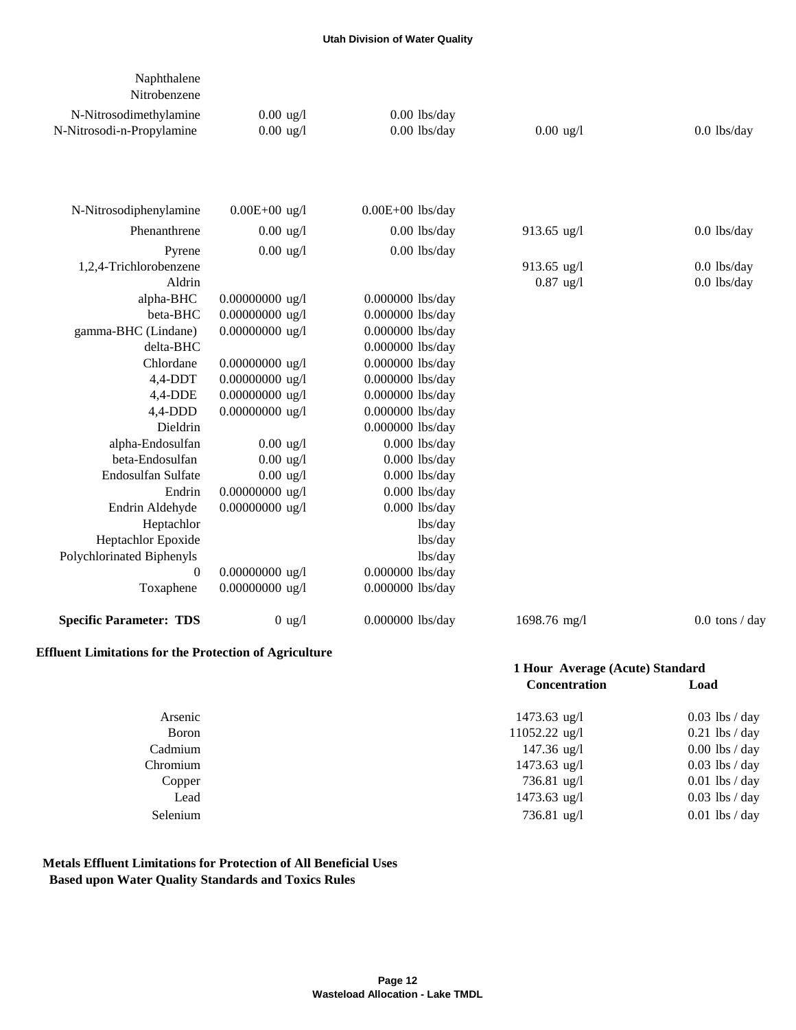| | | | | |
|---|---|---|---|---|
| Naphthalene | | | | |
| Nitrobenzene | | | | |
| N-Nitrosodimethylamine | 0.00 ug/l | 0.00 lbs/day | | |
| N-Nitrosodi-n-Propylamine | 0.00 ug/l | 0.00 lbs/day | 0.00 ug/l | 0.0 lbs/day |
| N-Nitrosodiphenylamine | 0.00E+00 ug/l | 0.00E+00 lbs/day | | |
| Phenanthrene | 0.00 ug/l | 0.00 lbs/day | 913.65 ug/l | 0.0 lbs/day |
| Pyrene | 0.00 ug/l | 0.00 lbs/day | | |
| 1,2,4-Trichlorobenzene | | | 913.65 ug/l | 0.0 lbs/day |
| Aldrin | | | 0.87 ug/l | 0.0 lbs/day |
| alpha-BHC | 0.00000000 ug/l | 0.000000 lbs/day | | |
| beta-BHC | 0.00000000 ug/l | 0.000000 lbs/day | | |
| gamma-BHC (Lindane) | 0.00000000 ug/l | 0.000000 lbs/day | | |
| delta-BHC | | 0.000000 lbs/day | | |
| Chlordane | 0.00000000 ug/l | 0.000000 lbs/day | | |
| 4,4-DDT | 0.00000000 ug/l | 0.000000 lbs/day | | |
| 4,4-DDE | 0.00000000 ug/l | 0.000000 lbs/day | | |
| 4,4-DDD | 0.00000000 ug/l | 0.000000 lbs/day | | |
| Dieldrin | | 0.000000 lbs/day | | |
| alpha-Endosulfan | 0.00 ug/l | 0.000 lbs/day | | |
| beta-Endosulfan | 0.00 ug/l | 0.000 lbs/day | | |
| Endosulfan Sulfate | 0.00 ug/l | 0.000 lbs/day | | |
| Endrin | 0.00000000 ug/l | 0.000 lbs/day | | |
| Endrin Aldehyde | 0.00000000 ug/l | 0.000 lbs/day | | |
| Heptachlor | | lbs/day | | |
| Heptachlor Epoxide | | lbs/day | | |
| Polychlorinated Biphenyls | | lbs/day | | |
| 0 | 0.00000000 ug/l | 0.000000 lbs/day | | |
| Toxaphene | 0.00000000 ug/l | 0.000000 lbs/day | | |
| **Specific Parameter: TDS** | 0 ug/l | 0.000000 lbs/day | 1698.76 mg/l | 0.0 tons / day |

**Effluent Limitations for the Protection of Agriculture**

| | 1 Hour Average (Acute) Standard | |
|---|---|---|
| | **Concentration** | **Load** |
| Arsenic | 1473.63 ug/l | 0.03 lbs / day |
| Boron | 11052.22 ug/l | 0.21 lbs / day |
| Cadmium | 147.36 ug/l | 0.00 lbs / day |
| Chromium | 1473.63 ug/l | 0.03 lbs / day |
| Copper | 736.81 ug/l | 0.01 lbs / day |
| Lead | 1473.63 ug/l | 0.03 lbs / day |
| Selenium | 736.81 ug/l | 0.01 lbs / day |

**Metals Effluent Limitations for Protection of All Beneficial Uses**
**Based upon Water Quality Standards and Toxics Rules**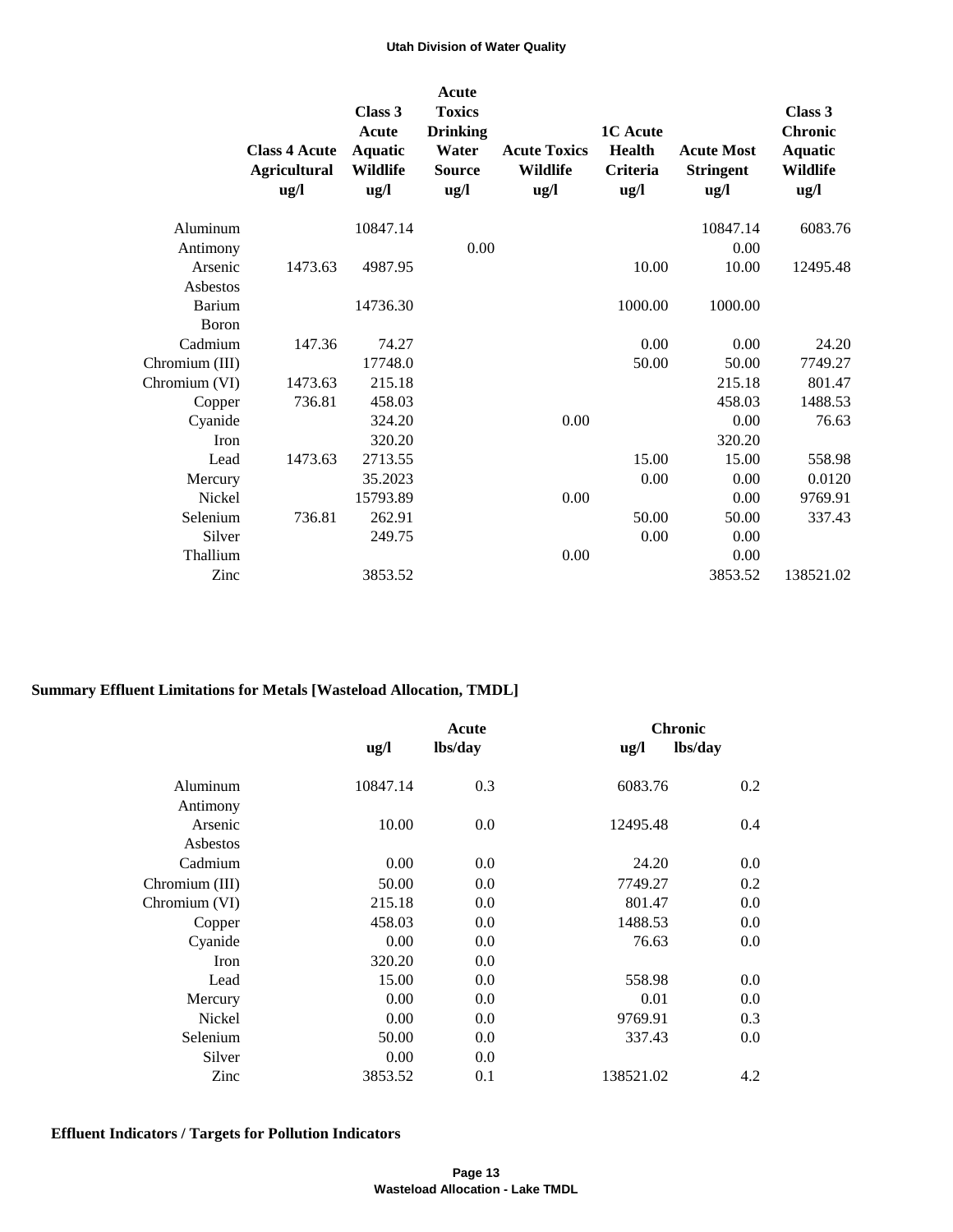| | Class 4 Acute Agricultural ug/l | Class 3 Acute Aquatic Wildlife ug/l | Acute Toxics Drinking Water Source ug/l | Acute Toxics Wildlife ug/l | 1C Acute Health Criteria ug/l | Acute Most Stringent ug/l | Class 3 Chronic Aquatic Wildlife ug/l |
|---|---|---|---|---|---|---|---|
| Aluminum | | 10847.14 | | | | 10847.14 | 6083.76 |
| Antimony | | | 0.00 | | | 0.00 | |
| Arsenic | 1473.63 | 4987.95 | | | 10.00 | 10.00 | 12495.48 |
| Asbestos | | | | | | | |
| Barium | | 14736.30 | | | 1000.00 | 1000.00 | |
| Boron | | | | | | | |
| Cadmium | 147.36 | 74.27 | | | 0.00 | 0.00 | 24.20 |
| Chromium (III) | | 17748.0 | | | 50.00 | 50.00 | 7749.27 |
| Chromium (VI) | 1473.63 | 215.18 | | | | 215.18 | 801.47 |
| Copper | 736.81 | 458.03 | | | | 458.03 | 1488.53 |
| Cyanide | | 324.20 | | 0.00 | | 0.00 | 76.63 |
| Iron | | 320.20 | | | | 320.20 | |
| Lead | 1473.63 | 2713.55 | | | 15.00 | 15.00 | 558.98 |
| Mercury | | 35.2023 | | | 0.00 | 0.00 | 0.0120 |
| Nickel | | 15793.89 | | 0.00 | | 0.00 | 9769.91 |
| Selenium | 736.81 | 262.91 | | | 50.00 | 50.00 | 337.43 |
| Silver | | 249.75 | | | 0.00 | 0.00 | |
| Thallium | | | | 0.00 | | 0.00 | |
| Zinc | | 3853.52 | | | | 3853.52 | 138521.02 |

## Summary Effluent Limitations for Metals [Wasteload Allocation, TMDL]

| | Acute | | Chronic | |
|---|---|---|---|---|
| | ug/l | lbs/day | ug/l | lbs/day |
| Aluminum | 10847.14 | 0.3 | 6083.76 | 0.2 |
| Antimony | | | | |
| Arsenic | 10.00 | 0.0 | 12495.48 | 0.4 |
| Asbestos | | | | |
| Cadmium | 0.00 | 0.0 | 24.20 | 0.0 |
| Chromium (III) | 50.00 | 0.0 | 7749.27 | 0.2 |
| Chromium (VI) | 215.18 | 0.0 | 801.47 | 0.0 |
| Copper | 458.03 | 0.0 | 1488.53 | 0.0 |
| Cyanide | 0.00 | 0.0 | 76.63 | 0.0 |
| Iron | 320.20 | 0.0 | | |
| Lead | 15.00 | 0.0 | 558.98 | 0.0 |
| Mercury | 0.00 | 0.0 | 0.01 | 0.0 |
| Nickel | 0.00 | 0.0 | 9769.91 | 0.3 |
| Selenium | 50.00 | 0.0 | 337.43 | 0.0 |
| Silver | 0.00 | 0.0 | | |
| Zinc | 3853.52 | 0.1 | 138521.02 | 4.2 |

## Effluent Indicators / Targets for Pollution Indicators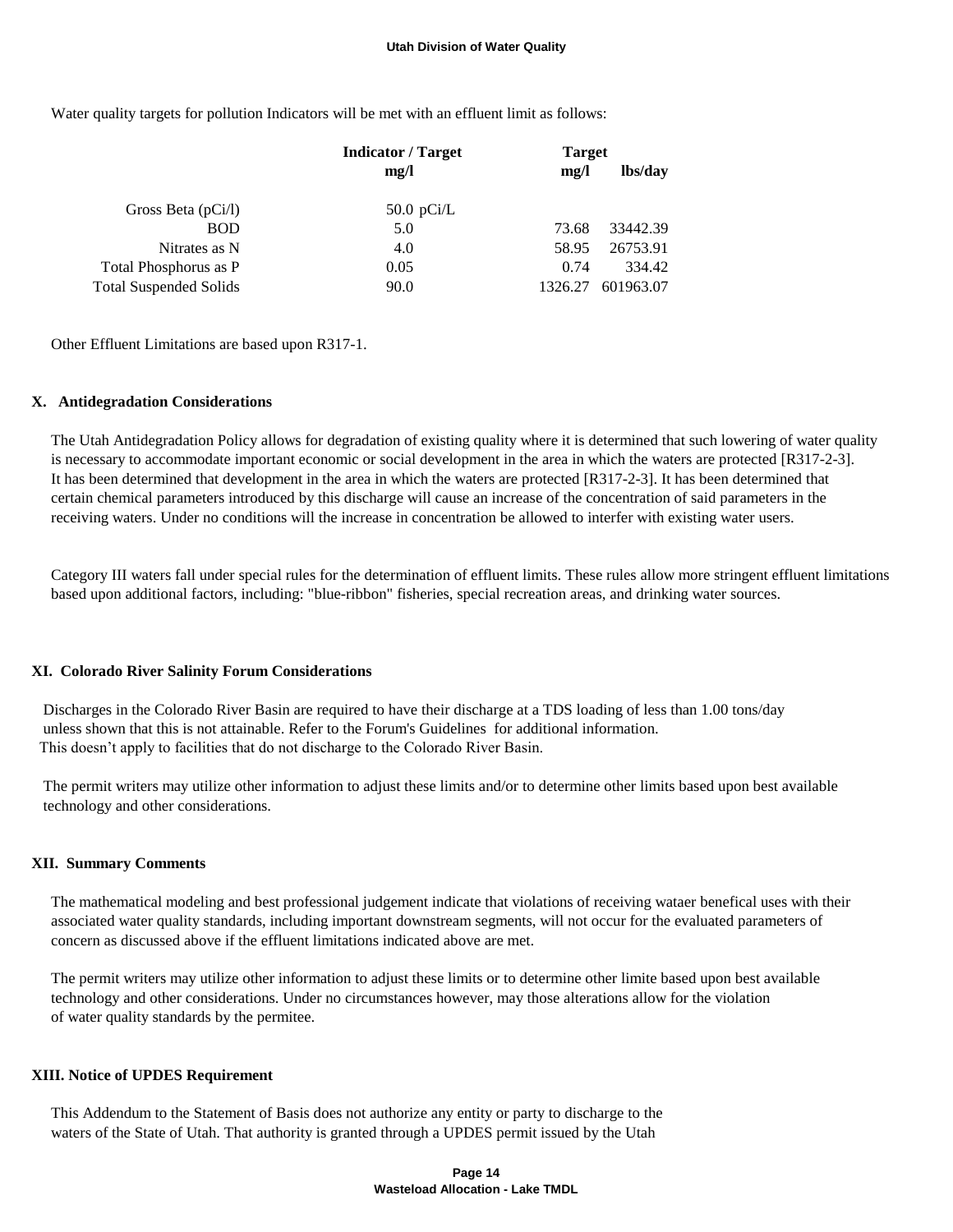Water quality targets for pollution Indicators will be met with an effluent limit as follows:

| | Indicator / Target | Target | |
|---|---|---|---|
| | mg/l | mg/l | lbs/day |
| Gross Beta (pCi/l) | 50.0 pCi/L | | |
| BOD | 5.0 | 73.68 | 33442.39 |
| Nitrates as N | 4.0 | 58.95 | 26753.91 |
| Total Phosphorus as P | 0.05 | 0.74 | 334.42 |
| Total Suspended Solids | 90.0 | 1326.27 | 601963.07 |

Other Effluent Limitations are based upon R317-1.

## X. Antidegradation Considerations

The Utah Antidegradation Policy allows for degradation of existing quality where it is determined that such lowering of water quality is necessary to accommodate important economic or social development in the area in which the waters are protected [R317-2-3]. It has been determined that development in the area in which the waters are protected [R317-2-3]. It has been determined that certain chemical parameters introduced by this discharge will cause an increase of the concentration of said parameters in the receiving waters. Under no conditions will the increase in concentration be allowed to interfer with existing water users.

Category III waters fall under special rules for the determination of effluent limits. These rules allow more stringent effluent limitations based upon additional factors, including: "blue-ribbon" fisheries, special recreation areas, and drinking water sources.

## XI. Colorado River Salinity Forum Considerations

Discharges in the Colorado River Basin are required to have their discharge at a TDS loading of less than 1.00 tons/day unless shown that this is not attainable. Refer to the Forum's Guidelines for additional information. This doesn't apply to facilities that do not discharge to the Colorado River Basin.

The permit writers may utilize other information to adjust these limits and/or to determine other limits based upon best available technology and other considerations.

## XII. Summary Comments

The mathematical modeling and best professional judgement indicate that violations of receiving wataer benefical uses with their associated water quality standards, including important downstream segments, will not occur for the evaluated parameters of concern as discussed above if the effluent limitations indicated above are met.

The permit writers may utilize other information to adjust these limits or to determine other limite based upon best available technology and other considerations. Under no circumstances however, may those alterations allow for the violation of water quality standards by the permitee.

## XIII. Notice of UPDES Requirement

This Addendum to the Statement of Basis does not authorize any entity or party to discharge to the waters of the State of Utah. That authority is granted through a UPDES permit issued by the Utah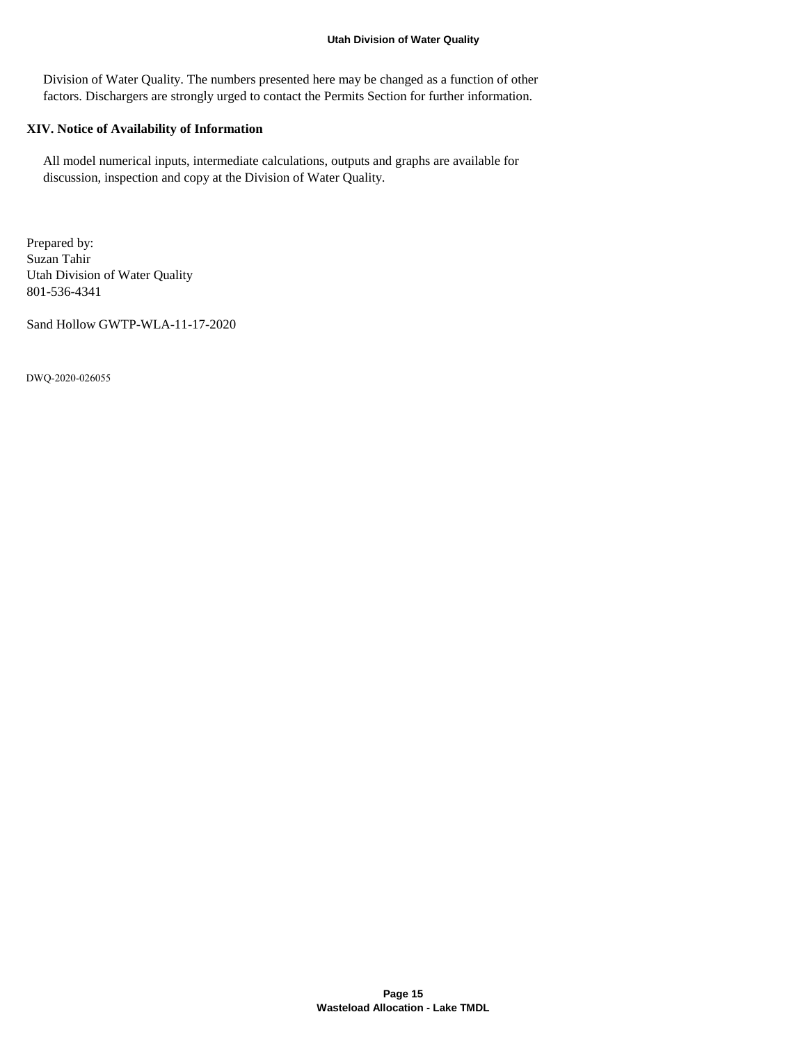Division of Water Quality. The numbers presented here may be changed as a function of other factors. Dischargers are strongly urged to contact the Permits Section for further information.

## XIV. Notice of Availability of Information

All model numerical inputs, intermediate calculations, outputs and graphs are available for discussion, inspection and copy at the Division of Water Quality.

Prepared by:
Suzan Tahir
Utah Division of Water Quality
801-536-4341

Sand Hollow GWTP-WLA-11-17-2020

DWQ-2020-026055